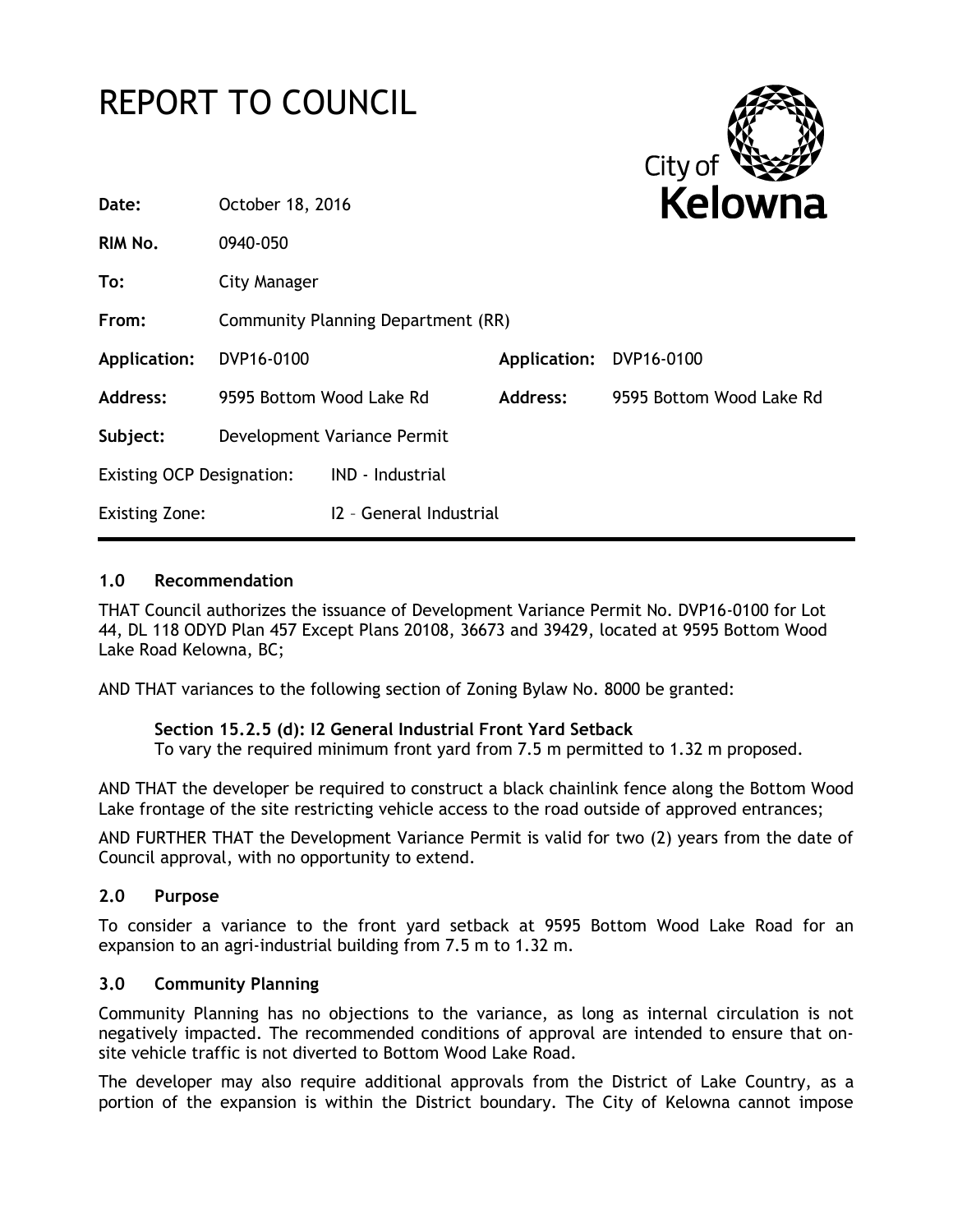# REPORT TO COUNCIL

City of **Kelowna**

| | | | |
|---|---|---|---|
| **Date:** | October 18, 2016 | | |
| **RIM No.** | 0940-050 | | |
| **To:** | City Manager | | |
| **From:** | Community Planning Department (RR) | | |
| **Application:** | DVP16-0100 | **Application:** | DVP16-0100 |
| **Address:** | 9595 Bottom Wood Lake Rd | **Address:** | 9595 Bottom Wood Lake Rd |
| **Subject:** | Development Variance Permit | | |
| Existing OCP Designation: | IND - Industrial | | |
| Existing Zone: | I2 – General Industrial | | |

## 1.0 Recommendation

THAT Council authorizes the issuance of Development Variance Permit No. DVP16-0100 for Lot 44, DL 118 ODYD Plan 457 Except Plans 20108, 36673 and 39429, located at 9595 Bottom Wood Lake Road Kelowna, BC;

AND THAT variances to the following section of Zoning Bylaw No. 8000 be granted:

> **Section 15.2.5 (d): I2 General Industrial Front Yard Setback**
> To vary the required minimum front yard from 7.5 m permitted to 1.32 m proposed.

AND THAT the developer be required to construct a black chainlink fence along the Bottom Wood Lake frontage of the site restricting vehicle access to the road outside of approved entrances;

AND FURTHER THAT the Development Variance Permit is valid for two (2) years from the date of Council approval, with no opportunity to extend.

## 2.0 Purpose

To consider a variance to the front yard setback at 9595 Bottom Wood Lake Road for an expansion to an agri-industrial building from 7.5 m to 1.32 m.

## 3.0 Community Planning

Community Planning has no objections to the variance, as long as internal circulation is not negatively impacted. The recommended conditions of approval are intended to ensure that on-site vehicle traffic is not diverted to Bottom Wood Lake Road.

The developer may also require additional approvals from the District of Lake Country, as a portion of the expansion is within the District boundary. The City of Kelowna cannot impose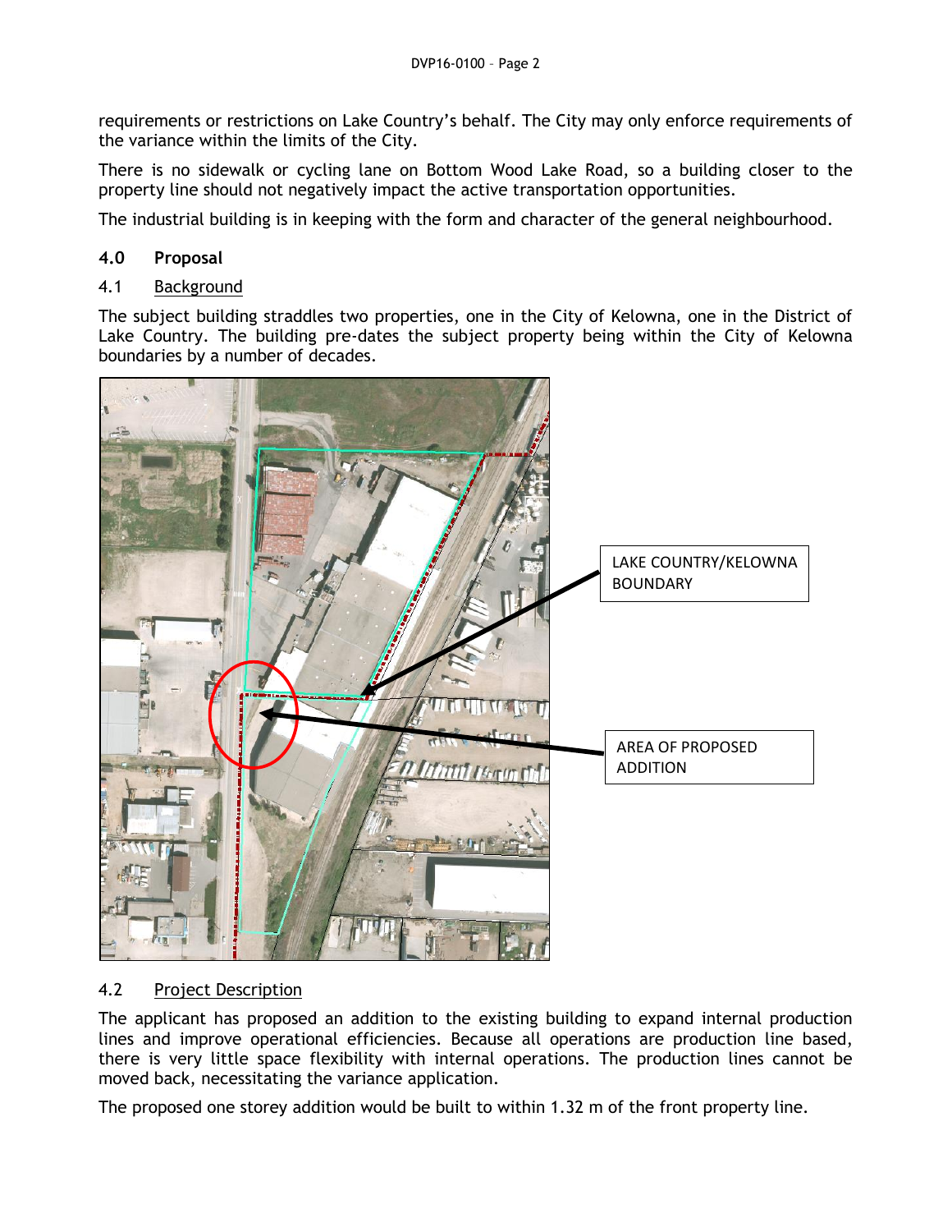requirements or restrictions on Lake Country's behalf. The City may only enforce requirements of the variance within the limits of the City.

There is no sidewalk or cycling lane on Bottom Wood Lake Road, so a building closer to the property line should not negatively impact the active transportation opportunities.

The industrial building is in keeping with the form and character of the general neighbourhood.

## 4.0 Proposal

### 4.1 Background

The subject building straddles two properties, one in the City of Kelowna, one in the District of Lake Country. The building pre-dates the subject property being within the City of Kelowna boundaries by a number of decades.

### 4.2 Project Description

The applicant has proposed an addition to the existing building to expand internal production lines and improve operational efficiencies. Because all operations are production line based, there is very little space flexibility with internal operations. The production lines cannot be moved back, necessitating the variance application.

The proposed one storey addition would be built to within 1.32 m of the front property line.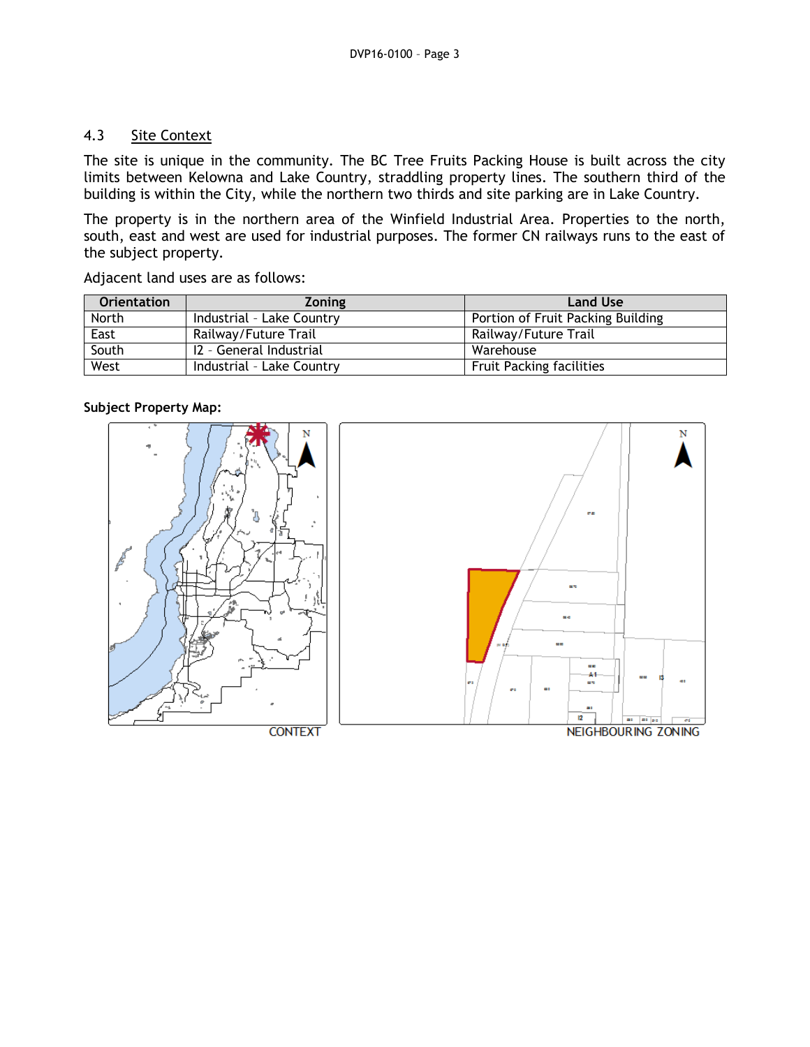### 4.3 Site Context

The site is unique in the community. The BC Tree Fruits Packing House is built across the city limits between Kelowna and Lake Country, straddling property lines. The southern third of the building is within the City, while the northern two thirds and site parking are in Lake Country.

The property is in the northern area of the Winfield Industrial Area. Properties to the north, south, east and west are used for industrial purposes. The former CN railways runs to the east of the subject property.

Adjacent land uses are as follows:

| Orientation | Zoning | Land Use |
|---|---|---|
| North | Industrial – Lake Country | Portion of Fruit Packing Building |
| East | Railway/Future Trail | Railway/Future Trail |
| South | I2 – General Industrial | Warehouse |
| West | Industrial – Lake Country | Fruit Packing facilities |

**Subject Property Map:**

CONTEXT

NEIGHBOURING ZONING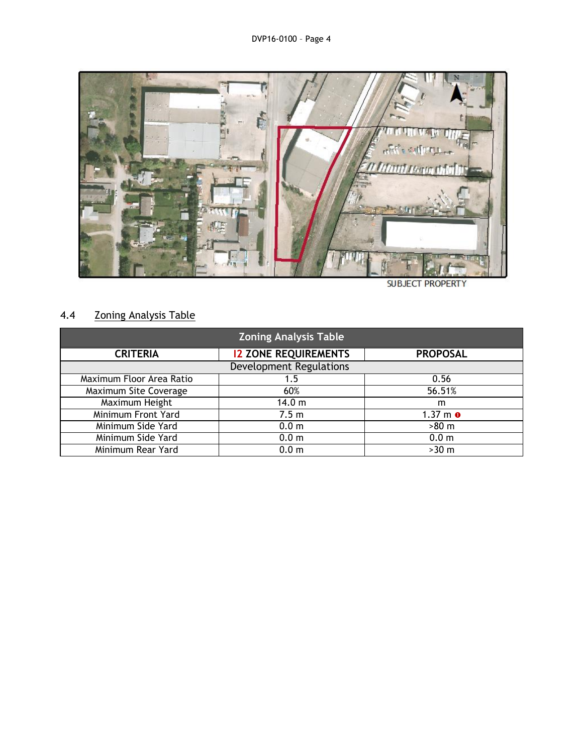SUBJECT PROPERTY

## 4.4 Zoning Analysis Table

| Zoning Analysis Table | | |
|---|---|---|
| **CRITERIA** | **I2 ZONE REQUIREMENTS** | **PROPOSAL** |
| Development Regulations | | |
| Maximum Floor Area Ratio | 1.5 | 0.56 |
| Maximum Site Coverage | 60% | 56.51% |
| Maximum Height | 14.0 m | m |
| Minimum Front Yard | 7.5 m | 1.37 m ❶ |
| Minimum Side Yard | 0.0 m | >80 m |
| Minimum Side Yard | 0.0 m | 0.0 m |
| Minimum Rear Yard | 0.0 m | >30 m |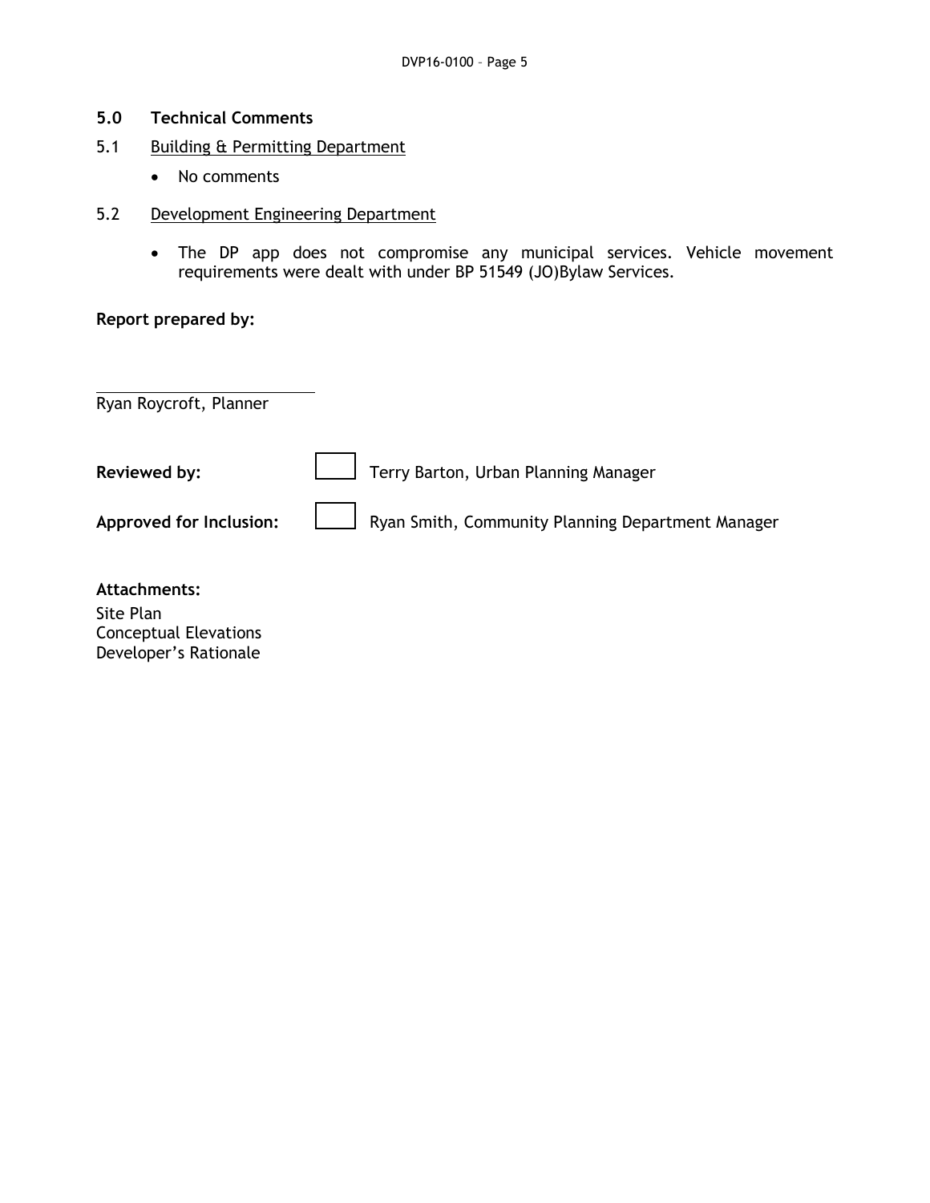## 5.0 Technical Comments

### 5.1 Building & Permitting Department

- No comments

### 5.2 Development Engineering Department

- The DP app does not compromise any municipal services. Vehicle movement requirements were dealt with under BP 51549 (JO)Bylaw Services.

**Report prepared by:**

Ryan Roycroft, Planner

**Reviewed by:** Terry Barton, Urban Planning Manager

**Approved for Inclusion:** Ryan Smith, Community Planning Department Manager

**Attachments:**

Site Plan
Conceptual Elevations
Developer's Rationale